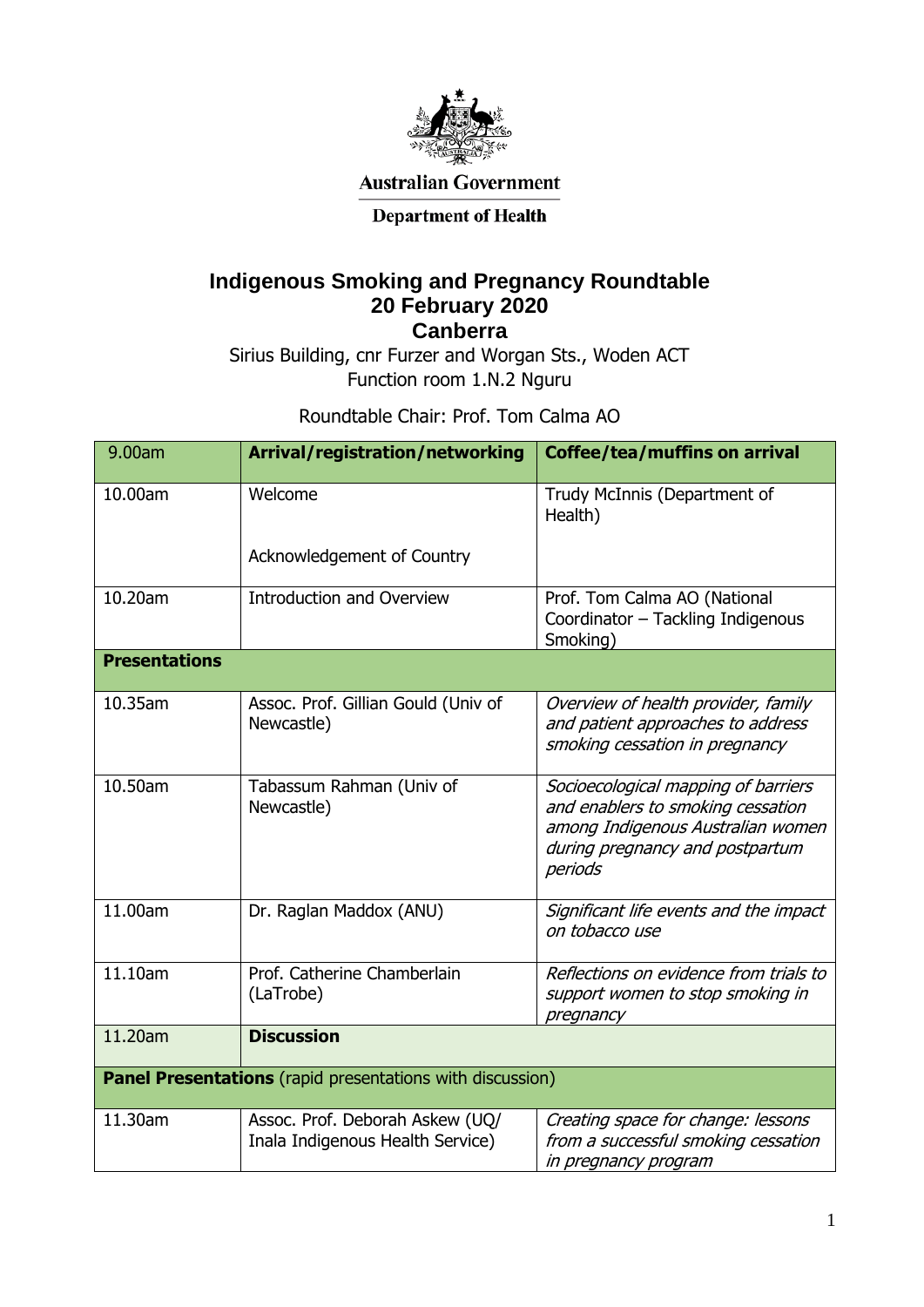Australian Government

Department of Health

# Indigenous Smoking and Pregnancy Roundtable
## 20 February 2020
## Canberra

Sirius Building, cnr Furzer and Worgan Sts., Woden ACT
Function room 1.N.2 Nguru

Roundtable Chair: Prof. Tom Calma AO

| 9.00am | **Arrival/registration/networking** | **Coffee/tea/muffins on arrival** |
| --- | --- | --- |
| 10.00am | Welcome<br><br>Acknowledgement of Country | Trudy McInnis (Department of Health) |
| 10.20am | Introduction and Overview | Prof. Tom Calma AO (National Coordinator – Tackling Indigenous Smoking) |
| **Presentations** | | |
| 10.35am | Assoc. Prof. Gillian Gould (Univ of Newcastle) | *Overview of health provider, family and patient approaches to address smoking cessation in pregnancy* |
| 10.50am | Tabassum Rahman (Univ of Newcastle) | *Socioecological mapping of barriers and enablers to smoking cessation among Indigenous Australian women during pregnancy and postpartum periods* |
| 11.00am | Dr. Raglan Maddox (ANU) | *Significant life events and the impact on tobacco use* |
| 11.10am | Prof. Catherine Chamberlain (LaTrobe) | *Reflections on evidence from trials to support women to stop smoking in pregnancy* |
| 11.20am | **Discussion** | |
| **Panel Presentations** (rapid presentations with discussion) | | |
| 11.30am | Assoc. Prof. Deborah Askew (UQ/ Inala Indigenous Health Service) | *Creating space for change: lessons from a successful smoking cessation in pregnancy program* |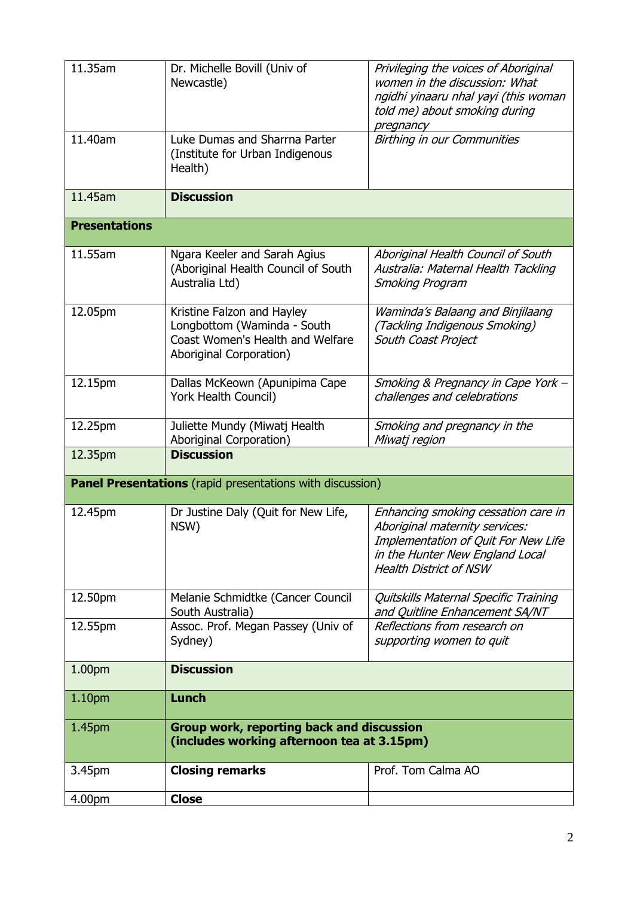| | | |
|---|---|---|
| 11.35am | Dr. Michelle Bovill (Univ of Newcastle) | *Privileging the voices of Aboriginal women in the discussion: What ngidhi yinaaru nhal yayi (this woman told me) about smoking during pregnancy* |
| 11.40am | Luke Dumas and Sharrna Parter (Institute for Urban Indigenous Health) | *Birthing in our Communities* |
| 11.45am | **Discussion** | |
| **Presentations** | | |
| 11.55am | Ngara Keeler and Sarah Agius (Aboriginal Health Council of South Australia Ltd) | *Aboriginal Health Council of South Australia: Maternal Health Tackling Smoking Program* |
| 12.05pm | Kristine Falzon and Hayley Longbottom (Waminda - South Coast Women's Health and Welfare Aboriginal Corporation) | *Waminda's Balaang and Binjilaang (Tackling Indigenous Smoking) South Coast Project* |
| 12.15pm | Dallas McKeown (Apunipima Cape York Health Council) | *Smoking & Pregnancy in Cape York – challenges and celebrations* |
| 12.25pm | Juliette Mundy (Miwatj Health Aboriginal Corporation) | *Smoking and pregnancy in the Miwatj region* |
| 12.35pm | **Discussion** | |
| **Panel Presentations** (rapid presentations with discussion) | | |
| 12.45pm | Dr Justine Daly (Quit for New Life, NSW) | *Enhancing smoking cessation care in Aboriginal maternity services: Implementation of Quit For New Life in the Hunter New England Local Health District of NSW* |
| 12.50pm | Melanie Schmidtke (Cancer Council South Australia) | *Quitskills Maternal Specific Training and Quitline Enhancement SA/NT* |
| 12.55pm | Assoc. Prof. Megan Passey (Univ of Sydney) | *Reflections from research on supporting women to quit* |
| 1.00pm | **Discussion** | |
| 1.10pm | **Lunch** | |
| 1.45pm | **Group work, reporting back and discussion (includes working afternoon tea at 3.15pm)** | |
| 3.45pm | **Closing remarks** | Prof. Tom Calma AO |
| 4.00pm | **Close** | |